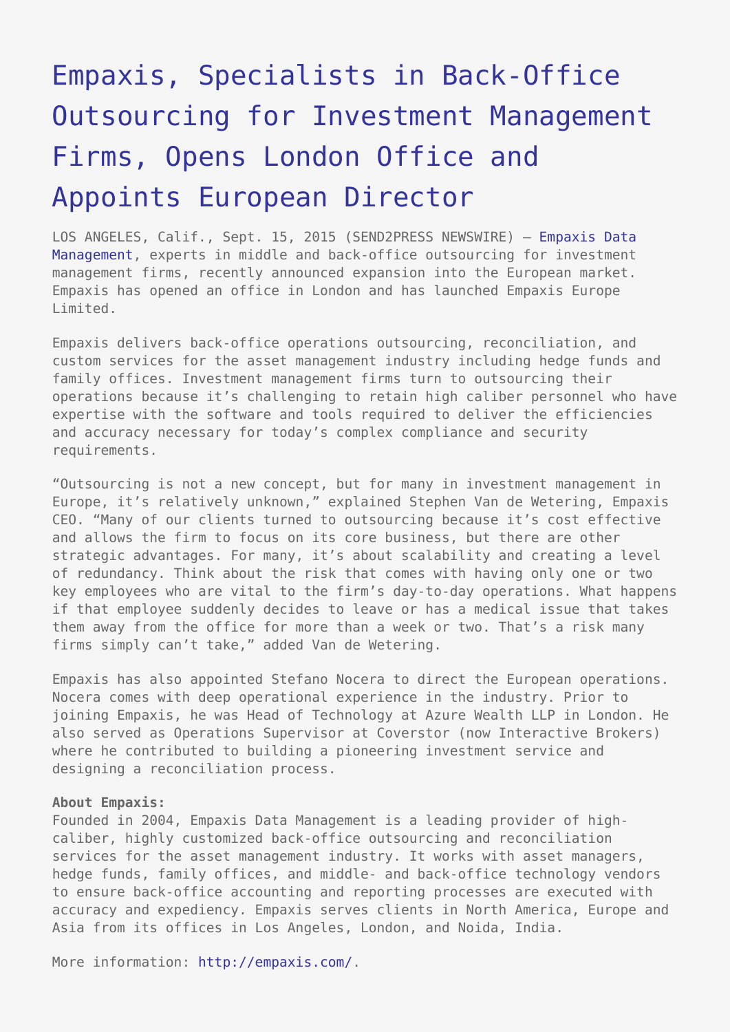# Empaxis, Specialists in Back-Office Outsourcing for Investment Management Firms, Opens London Office and Appoints European Director

LOS ANGELES, Calif., Sept. 15, 2015 (SEND2PRESS NEWSWIRE) — Empaxis Data Management, experts in middle and back-office outsourcing for investment management firms, recently announced expansion into the European market. Empaxis has opened an office in London and has launched Empaxis Europe Limited.

Empaxis delivers back-office operations outsourcing, reconciliation, and custom services for the asset management industry including hedge funds and family offices. Investment management firms turn to outsourcing their operations because it's challenging to retain high caliber personnel who have expertise with the software and tools required to deliver the efficiencies and accuracy necessary for today's complex compliance and security requirements.

"Outsourcing is not a new concept, but for many in investment management in Europe, it's relatively unknown," explained Stephen Van de Wetering, Empaxis CEO. "Many of our clients turned to outsourcing because it's cost effective and allows the firm to focus on its core business, but there are other strategic advantages. For many, it's about scalability and creating a level of redundancy. Think about the risk that comes with having only one or two key employees who are vital to the firm's day-to-day operations. What happens if that employee suddenly decides to leave or has a medical issue that takes them away from the office for more than a week or two. That's a risk many firms simply can't take," added Van de Wetering.

Empaxis has also appointed Stefano Nocera to direct the European operations. Nocera comes with deep operational experience in the industry. Prior to joining Empaxis, he was Head of Technology at Azure Wealth LLP in London. He also served as Operations Supervisor at Coverstor (now Interactive Brokers) where he contributed to building a pioneering investment service and designing a reconciliation process.

**About Empaxis:**
Founded in 2004, Empaxis Data Management is a leading provider of high-caliber, highly customized back-office outsourcing and reconciliation services for the asset management industry. It works with asset managers, hedge funds, family offices, and middle- and back-office technology vendors to ensure back-office accounting and reporting processes are executed with accuracy and expediency. Empaxis serves clients in North America, Europe and Asia from its offices in Los Angeles, London, and Noida, India.

More information: http://empaxis.com/.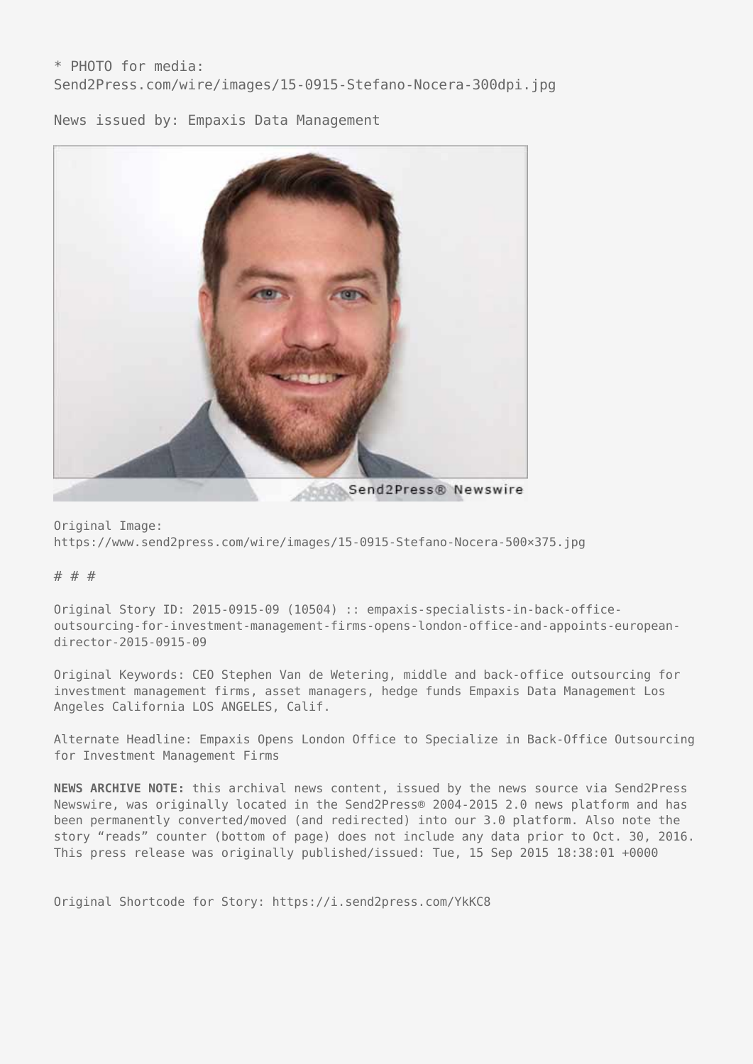* PHOTO for media:
Send2Press.com/wire/images/15-0915-Stefano-Nocera-300dpi.jpg

News issued by: Empaxis Data Management

Send2Press® Newswire

Original Image:
https://www.send2press.com/wire/images/15-0915-Stefano-Nocera-500×375.jpg

# # #

Original Story ID: 2015-0915-09 (10504) :: empaxis-specialists-in-back-office-outsourcing-for-investment-management-firms-opens-london-office-and-appoints-european-director-2015-0915-09

Original Keywords: CEO Stephen Van de Wetering, middle and back-office outsourcing for investment management firms, asset managers, hedge funds Empaxis Data Management Los Angeles California LOS ANGELES, Calif.

Alternate Headline: Empaxis Opens London Office to Specialize in Back-Office Outsourcing for Investment Management Firms

**NEWS ARCHIVE NOTE:** this archival news content, issued by the news source via Send2Press Newswire, was originally located in the Send2Press® 2004-2015 2.0 news platform and has been permanently converted/moved (and redirected) into our 3.0 platform. Also note the story "reads" counter (bottom of page) does not include any data prior to Oct. 30, 2016. This press release was originally published/issued: Tue, 15 Sep 2015 18:38:01 +0000

Original Shortcode for Story: https://i.send2press.com/YkKC8